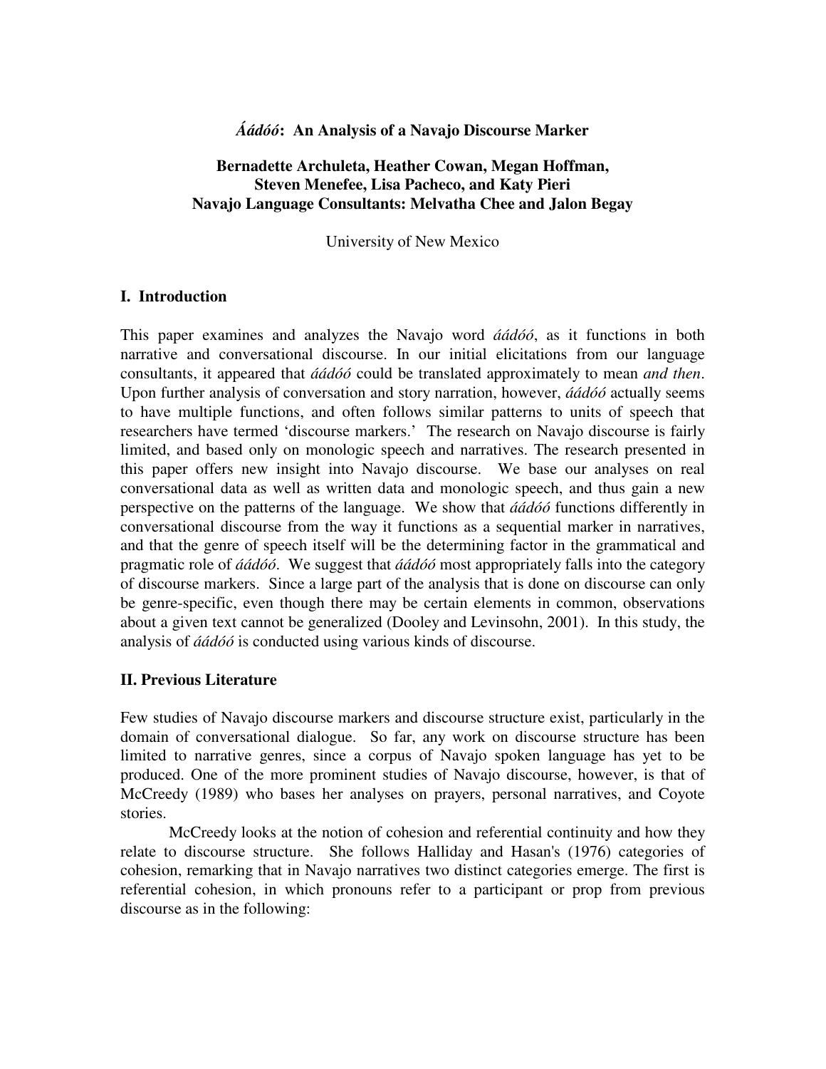# *Áádóó*: An Analysis of a Navajo Discourse Marker

**Bernadette Archuleta, Heather Cowan, Megan Hoffman, Steven Menefee, Lisa Pacheco, and Katy Pieri**
**Navajo Language Consultants: Melvatha Chee and Jalon Begay**

University of New Mexico

## I. Introduction

This paper examines and analyzes the Navajo word *áádóó*, as it functions in both narrative and conversational discourse. In our initial elicitations from our language consultants, it appeared that *áádóó* could be translated approximately to mean *and then*. Upon further analysis of conversation and story narration, however, *áádóó* actually seems to have multiple functions, and often follows similar patterns to units of speech that researchers have termed 'discourse markers.' The research on Navajo discourse is fairly limited, and based only on monologic speech and narratives. The research presented in this paper offers new insight into Navajo discourse. We base our analyses on real conversational data as well as written data and monologic speech, and thus gain a new perspective on the patterns of the language. We show that *áádóó* functions differently in conversational discourse from the way it functions as a sequential marker in narratives, and that the genre of speech itself will be the determining factor in the grammatical and pragmatic role of *áádóó*. We suggest that *áádóó* most appropriately falls into the category of discourse markers. Since a large part of the analysis that is done on discourse can only be genre-specific, even though there may be certain elements in common, observations about a given text cannot be generalized (Dooley and Levinsohn, 2001). In this study, the analysis of *áádóó* is conducted using various kinds of discourse.

## II. Previous Literature

Few studies of Navajo discourse markers and discourse structure exist, particularly in the domain of conversational dialogue. So far, any work on discourse structure has been limited to narrative genres, since a corpus of Navajo spoken language has yet to be produced. One of the more prominent studies of Navajo discourse, however, is that of McCreedy (1989) who bases her analyses on prayers, personal narratives, and Coyote stories.

McCreedy looks at the notion of cohesion and referential continuity and how they relate to discourse structure. She follows Halliday and Hasan's (1976) categories of cohesion, remarking that in Navajo narratives two distinct categories emerge. The first is referential cohesion, in which pronouns refer to a participant or prop from previous discourse as in the following: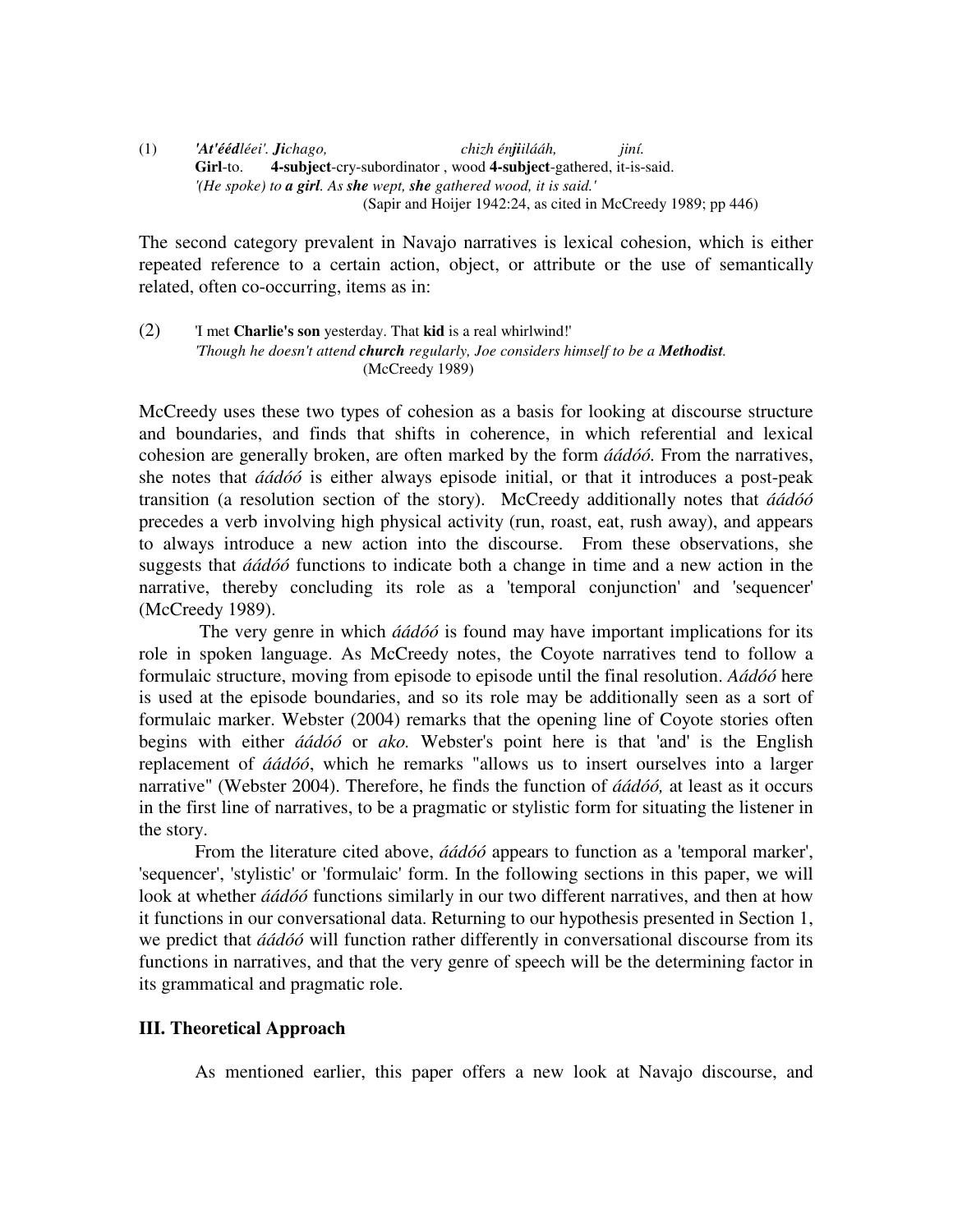(1) ***'At'ééd**léei'. **Ji**chago, chizh én**ji**ilááh, jiní.*
**Girl**-to. **4-subject**-cry-subordinator , wood **4-subject**-gathered, it-is-said.
*'(He spoke) to **a girl**. As **she** wept, **she** gathered wood, it is said.'*
(Sapir and Hoijer 1942:24, as cited in McCreedy 1989; pp 446)

The second category prevalent in Navajo narratives is lexical cohesion, which is either repeated reference to a certain action, object, or attribute or the use of semantically related, often co-occurring, items as in:

(2) 'I met **Charlie's son** yesterday. That **kid** is a real whirlwind!'
*'Though he doesn't attend **church** regularly, Joe considers himself to be a **Methodist**.*
(McCreedy 1989)

McCreedy uses these two types of cohesion as a basis for looking at discourse structure and boundaries, and finds that shifts in coherence, in which referential and lexical cohesion are generally broken, are often marked by the form *áádóó.* From the narratives, she notes that *áádóó* is either always episode initial, or that it introduces a post-peak transition (a resolution section of the story). McCreedy additionally notes that *áádóó* precedes a verb involving high physical activity (run, roast, eat, rush away), and appears to always introduce a new action into the discourse. From these observations, she suggests that *áádóó* functions to indicate both a change in time and a new action in the narrative, thereby concluding its role as a 'temporal conjunction' and 'sequencer' (McCreedy 1989).

The very genre in which *áádóó* is found may have important implications for its role in spoken language. As McCreedy notes, the Coyote narratives tend to follow a formulaic structure, moving from episode to episode until the final resolution. *Aádóó* here is used at the episode boundaries, and so its role may be additionally seen as a sort of formulaic marker. Webster (2004) remarks that the opening line of Coyote stories often begins with either *áádóó* or *ako.* Webster's point here is that 'and' is the English replacement of *áádóó*, which he remarks "allows us to insert ourselves into a larger narrative" (Webster 2004). Therefore, he finds the function of *áádóó,* at least as it occurs in the first line of narratives, to be a pragmatic or stylistic form for situating the listener in the story.

From the literature cited above, *áádóó* appears to function as a 'temporal marker', 'sequencer', 'stylistic' or 'formulaic' form. In the following sections in this paper, we will look at whether *áádóó* functions similarly in our two different narratives, and then at how it functions in our conversational data. Returning to our hypothesis presented in Section 1, we predict that *áádóó* will function rather differently in conversational discourse from its functions in narratives, and that the very genre of speech will be the determining factor in its grammatical and pragmatic role.

## III. Theoretical Approach

As mentioned earlier, this paper offers a new look at Navajo discourse, and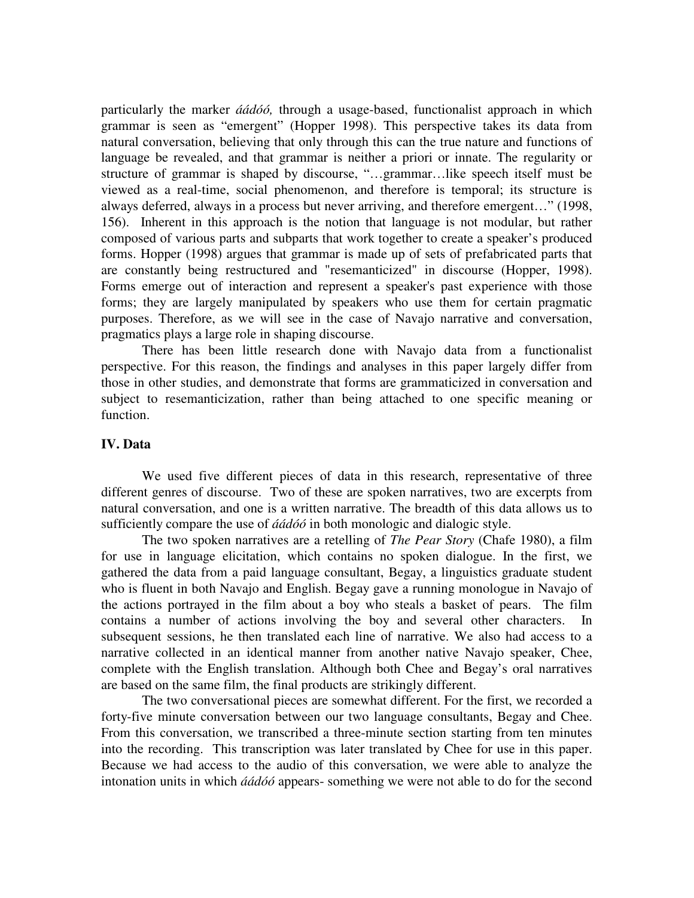particularly the marker *áádóó,* through a usage-based, functionalist approach in which grammar is seen as "emergent" (Hopper 1998). This perspective takes its data from natural conversation, believing that only through this can the true nature and functions of language be revealed, and that grammar is neither a priori or innate. The regularity or structure of grammar is shaped by discourse, "…grammar…like speech itself must be viewed as a real-time, social phenomenon, and therefore is temporal; its structure is always deferred, always in a process but never arriving, and therefore emergent…" (1998, 156). Inherent in this approach is the notion that language is not modular, but rather composed of various parts and subparts that work together to create a speaker's produced forms. Hopper (1998) argues that grammar is made up of sets of prefabricated parts that are constantly being restructured and "resemanticized" in discourse (Hopper, 1998). Forms emerge out of interaction and represent a speaker's past experience with those forms; they are largely manipulated by speakers who use them for certain pragmatic purposes. Therefore, as we will see in the case of Navajo narrative and conversation, pragmatics plays a large role in shaping discourse.

There has been little research done with Navajo data from a functionalist perspective. For this reason, the findings and analyses in this paper largely differ from those in other studies, and demonstrate that forms are grammaticized in conversation and subject to resemanticization, rather than being attached to one specific meaning or function.

## IV. Data

We used five different pieces of data in this research, representative of three different genres of discourse. Two of these are spoken narratives, two are excerpts from natural conversation, and one is a written narrative. The breadth of this data allows us to sufficiently compare the use of *áádóó* in both monologic and dialogic style.

The two spoken narratives are a retelling of *The Pear Story* (Chafe 1980), a film for use in language elicitation, which contains no spoken dialogue. In the first, we gathered the data from a paid language consultant, Begay, a linguistics graduate student who is fluent in both Navajo and English. Begay gave a running monologue in Navajo of the actions portrayed in the film about a boy who steals a basket of pears. The film contains a number of actions involving the boy and several other characters. In subsequent sessions, he then translated each line of narrative. We also had access to a narrative collected in an identical manner from another native Navajo speaker, Chee, complete with the English translation. Although both Chee and Begay's oral narratives are based on the same film, the final products are strikingly different.

The two conversational pieces are somewhat different. For the first, we recorded a forty-five minute conversation between our two language consultants, Begay and Chee. From this conversation, we transcribed a three-minute section starting from ten minutes into the recording. This transcription was later translated by Chee for use in this paper. Because we had access to the audio of this conversation, we were able to analyze the intonation units in which *áádóó* appears- something we were not able to do for the second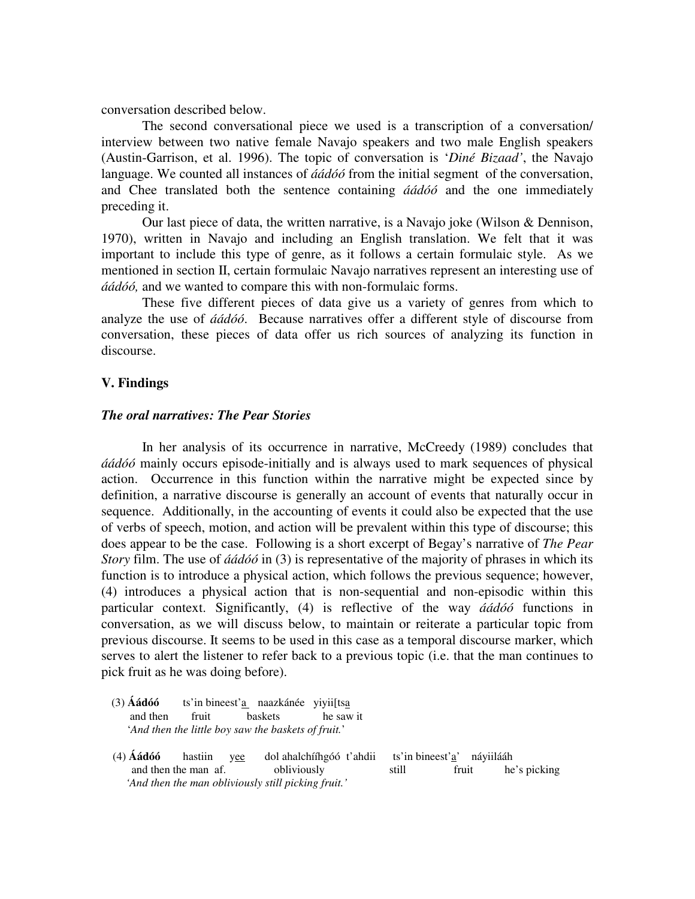conversation described below.

The second conversational piece we used is a transcription of a conversation/ interview between two native female Navajo speakers and two male English speakers (Austin-Garrison, et al. 1996). The topic of conversation is '*Diné Bizaad'*, the Navajo language. We counted all instances of *áádóó* from the initial segment of the conversation, and Chee translated both the sentence containing *áádóó* and the one immediately preceding it.

Our last piece of data, the written narrative, is a Navajo joke (Wilson & Dennison, 1970), written in Navajo and including an English translation. We felt that it was important to include this type of genre, as it follows a certain formulaic style. As we mentioned in section II, certain formulaic Navajo narratives represent an interesting use of *áádóó,* and we wanted to compare this with non-formulaic forms.

These five different pieces of data give us a variety of genres from which to analyze the use of *áádóó*. Because narratives offer a different style of discourse from conversation, these pieces of data offer us rich sources of analyzing its function in discourse.

## V. Findings

### *The oral narratives: The Pear Stories*

In her analysis of its occurrence in narrative, McCreedy (1989) concludes that *áádóó* mainly occurs episode-initially and is always used to mark sequences of physical action. Occurrence in this function within the narrative might be expected since by definition, a narrative discourse is generally an account of events that naturally occur in sequence. Additionally, in the accounting of events it could also be expected that the use of verbs of speech, motion, and action will be prevalent within this type of discourse; this does appear to be the case. Following is a short excerpt of Begay's narrative of *The Pear Story* film. The use of *áádóó* in (3) is representative of the majority of phrases in which its function is to introduce a physical action, which follows the previous sequence; however, (4) introduces a physical action that is non-sequential and non-episodic within this particular context. Significantly, (4) is reflective of the way *áádóó* functions in conversation, as we will discuss below, to maintain or reiterate a particular topic from previous discourse. It seems to be used in this case as a temporal discourse marker, which serves to alert the listener to refer back to a previous topic (i.e. that the man continues to pick fruit as he was doing before).

(3) **Áádóó** ts'in bineest'<u>a</u> naazkánée yiyii[ts<u>a</u>
and then fruit baskets he saw it
'*And then the little boy saw the baskets of fruit.*'

(4) **Áádóó** hastiin y<u>ee</u> dol ahalchííhgóó t'ahdii ts'in bineest'<u>a</u>' náyiiláâh
and then the man af. obliviously still fruit he's picking
*'And then the man obliviously still picking fruit.'*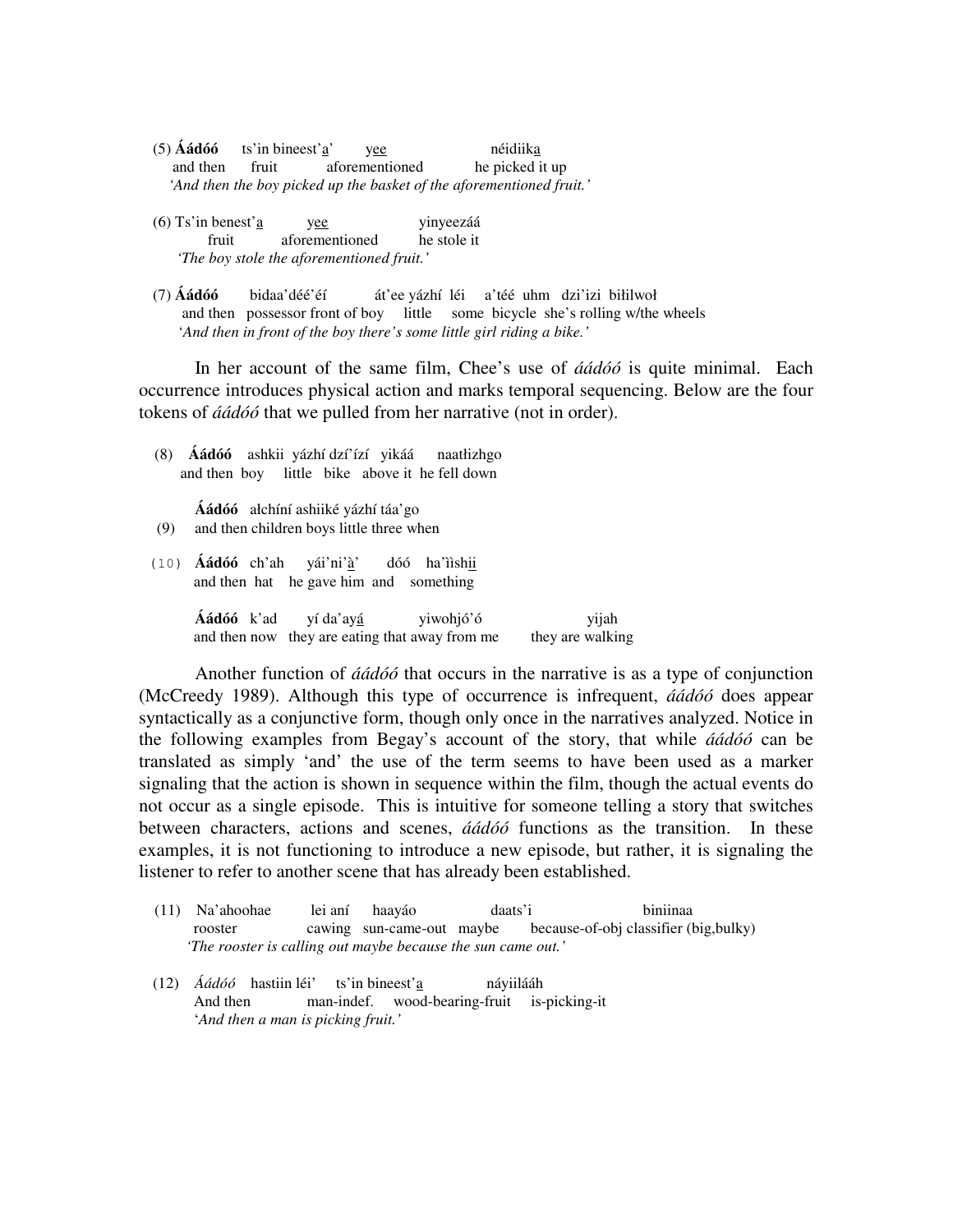(5) **Áádóó** ts'in bineest'<u>a</u>' y<u>ee</u> néidiik<u>a</u>
and then fruit aforementioned he picked it up
*'And then the boy picked up the basket of the aforementioned fruit.'*

(6) Ts'in benest'<u>a</u> y<u>ee</u> yinyeezáá
fruit aforementioned he stole it
*'The boy stole the aforementioned fruit.'*

(7) **Áádóó** bidaa'déé'éí át'ee yázhí léi a'téé uhm dzi'izi biłilwoł
and then possessor front of boy little some bicycle she's rolling w/the wheels
*'And then in front of the boy there's some little girl riding a bike.'*

In her account of the same film, Chee's use of *áádóó* is quite minimal. Each occurrence introduces physical action and marks temporal sequencing. Below are the four tokens of *áádóó* that we pulled from her narrative (not in order).

(8) **Áádóó** ashkii yázhí dzí'ízí yikáá naatłizhgo
and then boy little bike above it he fell down

(9) **Áádóó** ałchíní ashiiké yázhí táa'go
and then children boys little three when

(10) **Áádóó** ch'ah yái'ni'<u>à</u>' dóó ha'ììsh<u>ii</u>
and then hat he gave him and something

**Áádóó** k'ad yí da'ay<u>á</u> yiwohjó'ó yijah
and then now they are eating that away from me they are walking

Another function of *áádóó* that occurs in the narrative is as a type of conjunction (McCreedy 1989). Although this type of occurrence is infrequent, *áádóó* does appear syntactically as a conjunctive form, though only once in the narratives analyzed. Notice in the following examples from Begay's account of the story, that while *áádóó* can be translated as simply 'and' the use of the term seems to have been used as a marker signaling that the action is shown in sequence within the film, though the actual events do not occur as a single episode. This is intuitive for someone telling a story that switches between characters, actions and scenes, *áádóó* functions as the transition. In these examples, it is not functioning to introduce a new episode, but rather, it is signaling the listener to refer to another scene that has already been established.

(11) Na'ahoohae lei aní haayáo daats'i biniinaa
rooster cawing sun-came-out maybe because-of-obj classifier (big,bulky)
*'The rooster is calling out maybe because the sun came out.'*

(12) *Áádóó* hastiin léi' ts'in bineest'<u>a</u> náyiiláàh
And then man-indef. wood-bearing-fruit is-picking-it
*'And then a man is picking fruit.'*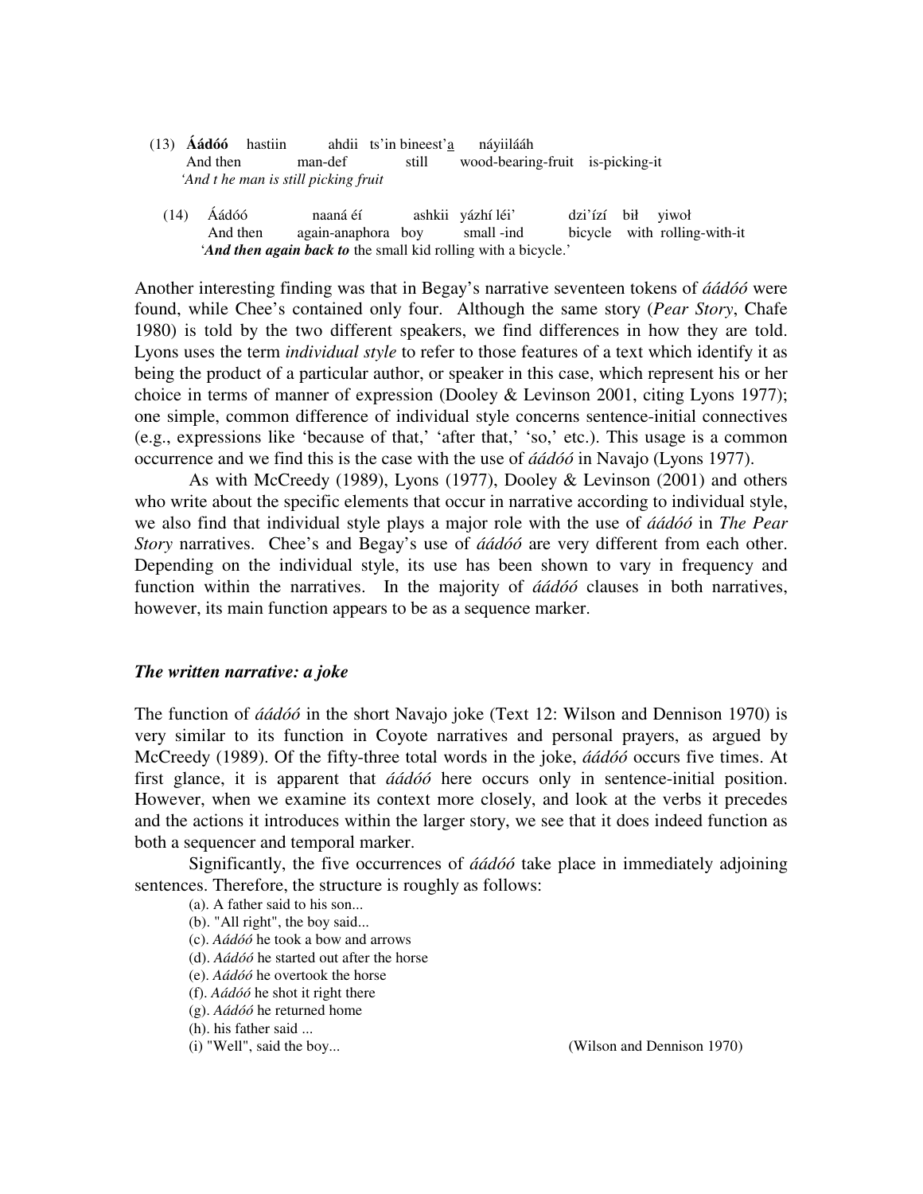(13) **Áádóó** hastiin ahdii ts'in bineest'a̲ náyiilááh
And then man-def still wood-bearing-fruit is-picking-it
*'And t he man is still picking fruit*

(14) Áádóó naaná éí ashkii yázhí léi' dzi'ízí bił yiwoł
And then again-anaphora boy small -ind bicycle with rolling-with-it
'***And then again back to*** the small kid rolling with a bicycle.'

Another interesting finding was that in Begay's narrative seventeen tokens of *áádóó* were found, while Chee's contained only four. Although the same story (*Pear Story*, Chafe 1980) is told by the two different speakers, we find differences in how they are told. Lyons uses the term *individual style* to refer to those features of a text which identify it as being the product of a particular author, or speaker in this case, which represent his or her choice in terms of manner of expression (Dooley & Levinson 2001, citing Lyons 1977); one simple, common difference of individual style concerns sentence-initial connectives (e.g., expressions like 'because of that,' 'after that,' 'so,' etc.). This usage is a common occurrence and we find this is the case with the use of *áádóó* in Navajo (Lyons 1977).

As with McCreedy (1989), Lyons (1977), Dooley & Levinson (2001) and others who write about the specific elements that occur in narrative according to individual style, we also find that individual style plays a major role with the use of *áádóó* in *The Pear Story* narratives. Chee's and Begay's use of *áádóó* are very different from each other. Depending on the individual style, its use has been shown to vary in frequency and function within the narratives. In the majority of *áádóó* clauses in both narratives, however, its main function appears to be as a sequence marker.

### *The written narrative: a joke*

The function of *áádóó* in the short Navajo joke (Text 12: Wilson and Dennison 1970) is very similar to its function in Coyote narratives and personal prayers, as argued by McCreedy (1989). Of the fifty-three total words in the joke, *áádóó* occurs five times. At first glance, it is apparent that *áádóó* here occurs only in sentence-initial position. However, when we examine its context more closely, and look at the verbs it precedes and the actions it introduces within the larger story, we see that it does indeed function as both a sequencer and temporal marker.

Significantly, the five occurrences of *áádóó* take place in immediately adjoining sentences. Therefore, the structure is roughly as follows:

(a). A father said to his son...
(b). "All right", the boy said...
(c). *Áádóó* he took a bow and arrows
(d). *Áádóó* he started out after the horse
(e). *Áádóó* he overtook the horse
(f). *Áádóó* he shot it right there
(g). *Áádóó* he returned home
(h). his father said ...
(i) "Well", said the boy... (Wilson and Dennison 1970)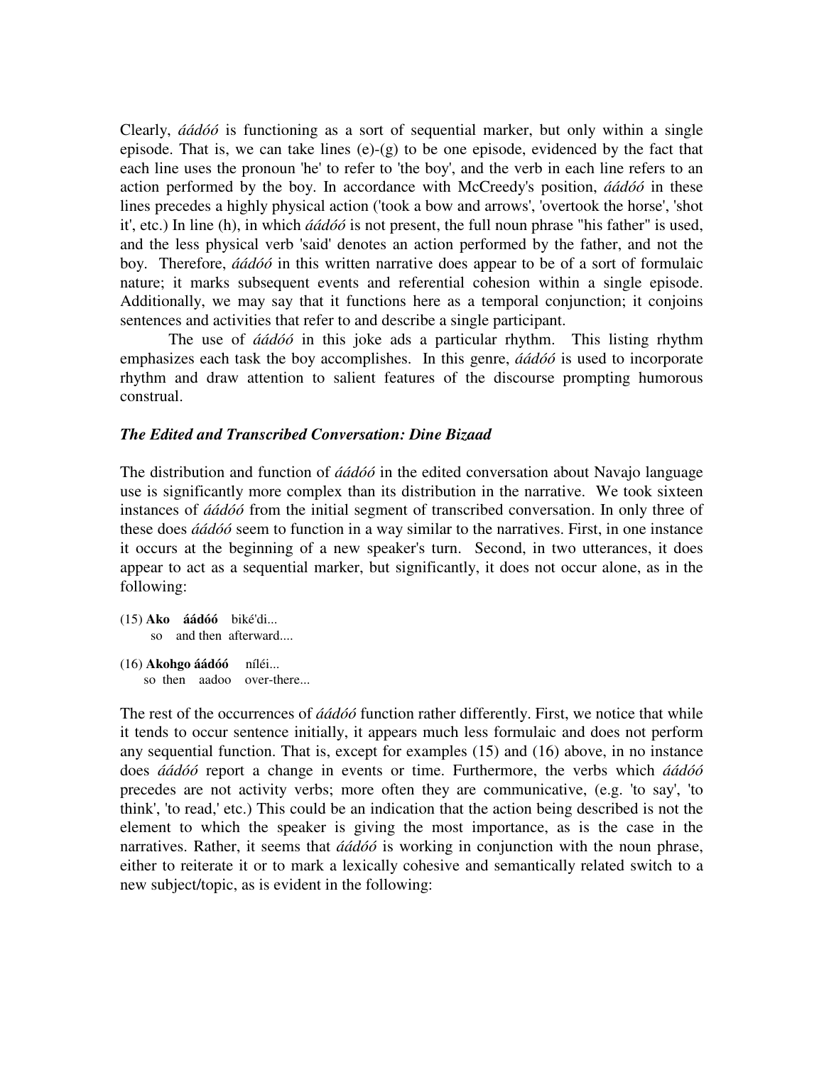Clearly, *áádóó* is functioning as a sort of sequential marker, but only within a single episode. That is, we can take lines (e)-(g) to be one episode, evidenced by the fact that each line uses the pronoun 'he' to refer to 'the boy', and the verb in each line refers to an action performed by the boy. In accordance with McCreedy's position, *áádóó* in these lines precedes a highly physical action ('took a bow and arrows', 'overtook the horse', 'shot it', etc.) In line (h), in which *áádóó* is not present, the full noun phrase "his father" is used, and the less physical verb 'said' denotes an action performed by the father, and not the boy. Therefore, *áádóó* in this written narrative does appear to be of a sort of formulaic nature; it marks subsequent events and referential cohesion within a single episode. Additionally, we may say that it functions here as a temporal conjunction; it conjoins sentences and activities that refer to and describe a single participant.

The use of *áádóó* in this joke ads a particular rhythm. This listing rhythm emphasizes each task the boy accomplishes. In this genre, *áádóó* is used to incorporate rhythm and draw attention to salient features of the discourse prompting humorous construal.

### *The Edited and Transcribed Conversation: Dine Bizaad*

The distribution and function of *áádóó* in the edited conversation about Navajo language use is significantly more complex than its distribution in the narrative. We took sixteen instances of *áádóó* from the initial segment of transcribed conversation. In only three of these does *áádóó* seem to function in a way similar to the narratives. First, in one instance it occurs at the beginning of a new speaker's turn. Second, in two utterances, it does appear to act as a sequential marker, but significantly, it does not occur alone, as in the following:

(15) **Ako áádóó** biké'di...
so and then afterward....

(16) **Akohgo áádóó** níléi...
so then aadoo over-there...

The rest of the occurrences of *áádóó* function rather differently. First, we notice that while it tends to occur sentence initially, it appears much less formulaic and does not perform any sequential function. That is, except for examples (15) and (16) above, in no instance does *áádóó* report a change in events or time. Furthermore, the verbs which *áádóó* precedes are not activity verbs; more often they are communicative, (e.g. 'to say', 'to think', 'to read,' etc.) This could be an indication that the action being described is not the element to which the speaker is giving the most importance, as is the case in the narratives. Rather, it seems that *áádóó* is working in conjunction with the noun phrase, either to reiterate it or to mark a lexically cohesive and semantically related switch to a new subject/topic, as is evident in the following: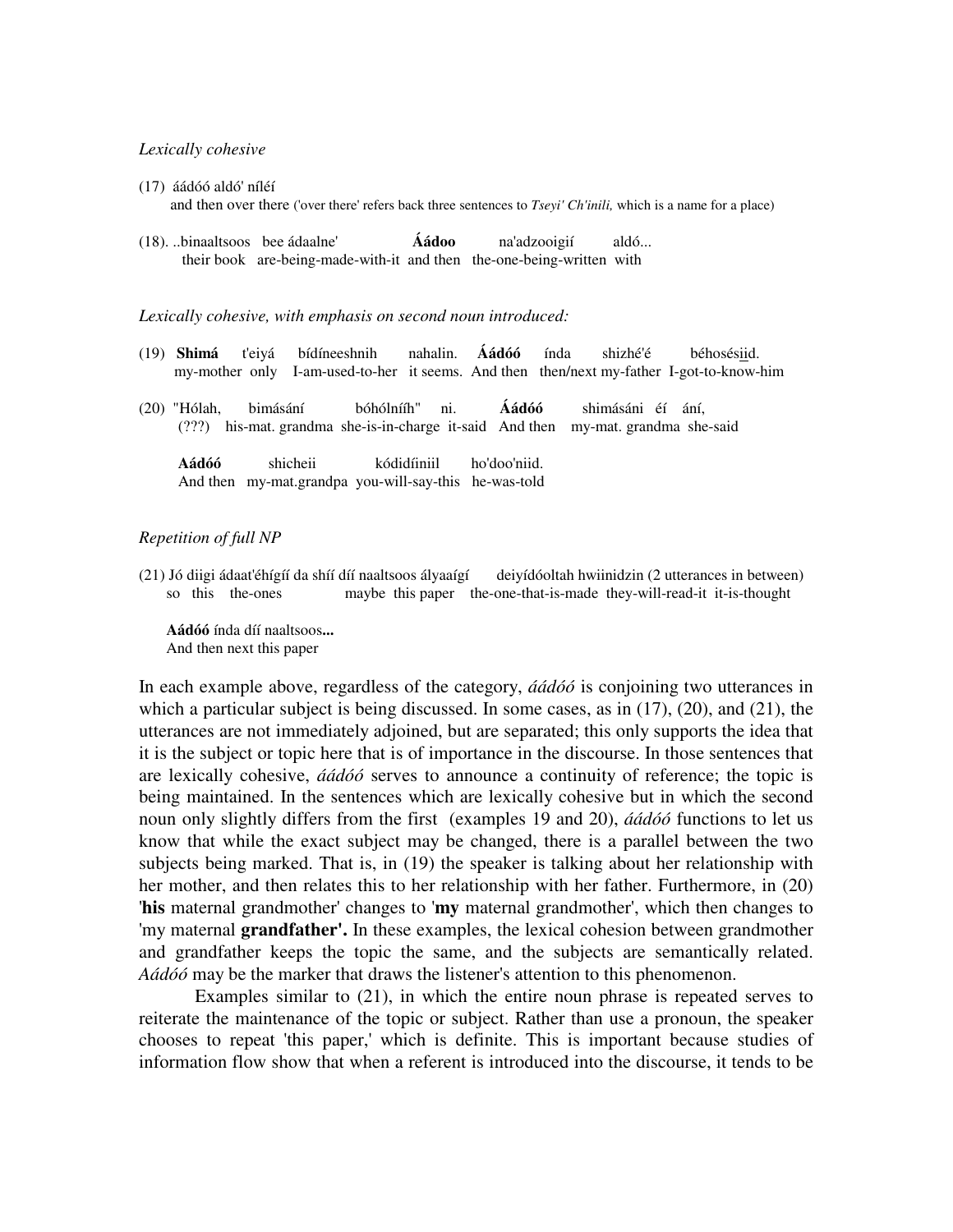*Lexically cohesive*

(17) áádóó aldó' níléí
and then over there ('over there' refers back three sentences to *Tseyi' Ch'inili,* which is a name for a place)

(18). ..binaaltsoos bee ádaalne' **Áádoo** na'adzooigií aldó...
their book are-being-made-with-it and then the-one-being-written with

*Lexically cohesive, with emphasis on second noun introduced:*

(19) **Shimá** t'eiyá bídíneeshnih nahalin. **Áádóó** índa shizhé'é béhosésiid.
my-mother only I-am-used-to-her it seems. And then then/next my-father I-got-to-know-him

(20) "Hólah, bimásání bóhólníih" ni. **Áádóó** shimásáni éí ání,
(???) his-mat. grandma she-is-in-charge it-said And then my-mat. grandma she-said

**Aádóó** shicheii kódidíiniil ho'doo'niid.
And then my-mat.grandpa you-will-say-this he-was-told

*Repetition of full NP*

(21) Jó diigi ádaat'éhígíí da shíí díí naaltsoos ályaaígí deiyídóoltah hwiinidzin (2 utterances in between)
so this the-ones maybe this paper the-one-that-is-made they-will-read-it it-is-thought

**Aádóó** índa díí naaltsoos**...**
And then next this paper

In each example above, regardless of the category, *áádóó* is conjoining two utterances in which a particular subject is being discussed. In some cases, as in (17), (20), and (21), the utterances are not immediately adjoined, but are separated; this only supports the idea that it is the subject or topic here that is of importance in the discourse. In those sentences that are lexically cohesive, *áádóó* serves to announce a continuity of reference; the topic is being maintained. In the sentences which are lexically cohesive but in which the second noun only slightly differs from the first (examples 19 and 20), *áádóó* functions to let us know that while the exact subject may be changed, there is a parallel between the two subjects being marked. That is, in (19) the speaker is talking about her relationship with her mother, and then relates this to her relationship with her father. Furthermore, in (20) '**his** maternal grandmother' changes to '**my** maternal grandmother', which then changes to 'my maternal **grandfather'.** In these examples, the lexical cohesion between grandmother and grandfather keeps the topic the same, and the subjects are semantically related. *Aádóó* may be the marker that draws the listener's attention to this phenomenon.

Examples similar to (21), in which the entire noun phrase is repeated serves to reiterate the maintenance of the topic or subject. Rather than use a pronoun, the speaker chooses to repeat 'this paper,' which is definite. This is important because studies of information flow show that when a referent is introduced into the discourse, it tends to be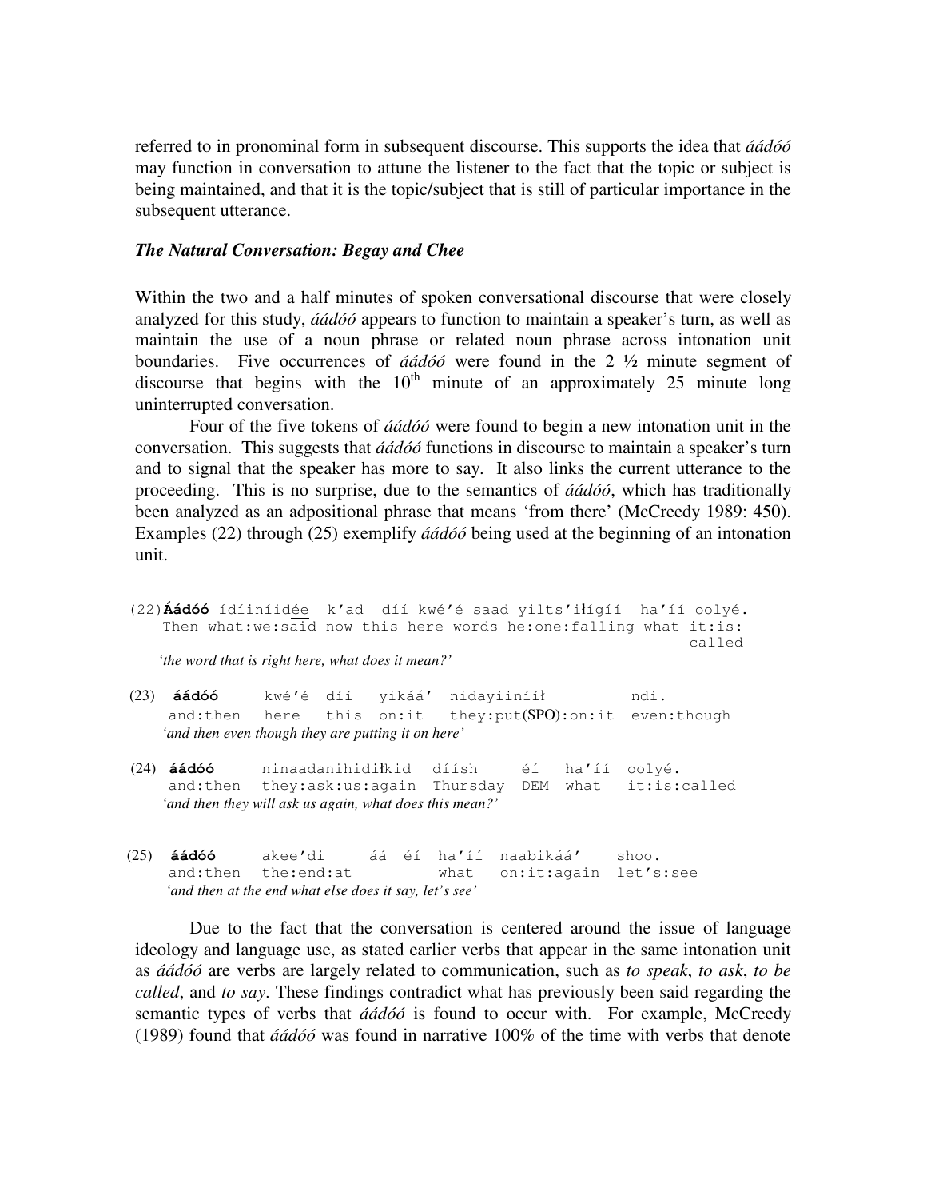referred to in pronominal form in subsequent discourse. This supports the idea that *áádóó* may function in conversation to attune the listener to the fact that the topic or subject is being maintained, and that it is the topic/subject that is still of particular importance in the subsequent utterance.

### *The Natural Conversation: Begay and Chee*

Within the two and a half minutes of spoken conversational discourse that were closely analyzed for this study, *áádóó* appears to function to maintain a speaker's turn, as well as maintain the use of a noun phrase or related noun phrase across intonation unit boundaries. Five occurrences of *áádóó* were found in the 2 ½ minute segment of discourse that begins with the 10th minute of an approximately 25 minute long uninterrupted conversation.

Four of the five tokens of *áádóó* were found to begin a new intonation unit in the conversation. This suggests that *áádóó* functions in discourse to maintain a speaker's turn and to signal that the speaker has more to say. It also links the current utterance to the proceeding. This is no surprise, due to the semantics of *áádóó*, which has traditionally been analyzed as an adpositional phrase that means 'from there' (McCreedy 1989: 450). Examples (22) through (25) exemplify *áádóó* being used at the beginning of an intonation unit.

```
(22) Áádóó ídíiníidée  k'ad  díí kwé'é saad yilts'iłígíí  ha'íí oolyé.
     Then what:we:said now this here words he:one:falling what it:is:
                                                              called
```
*'the word that is right here, what does it mean?'*

```
(23) áádóó     kwé'é  díí   yikáá'  nidayiiníił          ndi.
     and:then  here   this  on:it   they:put(SPO):on:it  even:though
```
*'and then even though they are putting it on here'*

```
(24) áádóó     ninaadanihidiłkid  díísh     éí   ha'íí  oolyé.
     and:then  they:ask:us:again  Thursday  DEM  what   it:is:called
```
*'and then they will ask us again, what does this mean?'*

```
(25) áádóó     akee'di     áá  éí  ha'íí  naabikáá'    shoo.
     and:then  the:end:at          what   on:it:again  let's:see
```
*'and then at the end what else does it say, let's see'*

Due to the fact that the conversation is centered around the issue of language ideology and language use, as stated earlier verbs that appear in the same intonation unit as *áádóó* are verbs are largely related to communication, such as *to speak*, *to ask*, *to be called*, and *to say*. These findings contradict what has previously been said regarding the semantic types of verbs that *áádóó* is found to occur with. For example, McCreedy (1989) found that *áádóó* was found in narrative 100% of the time with verbs that denote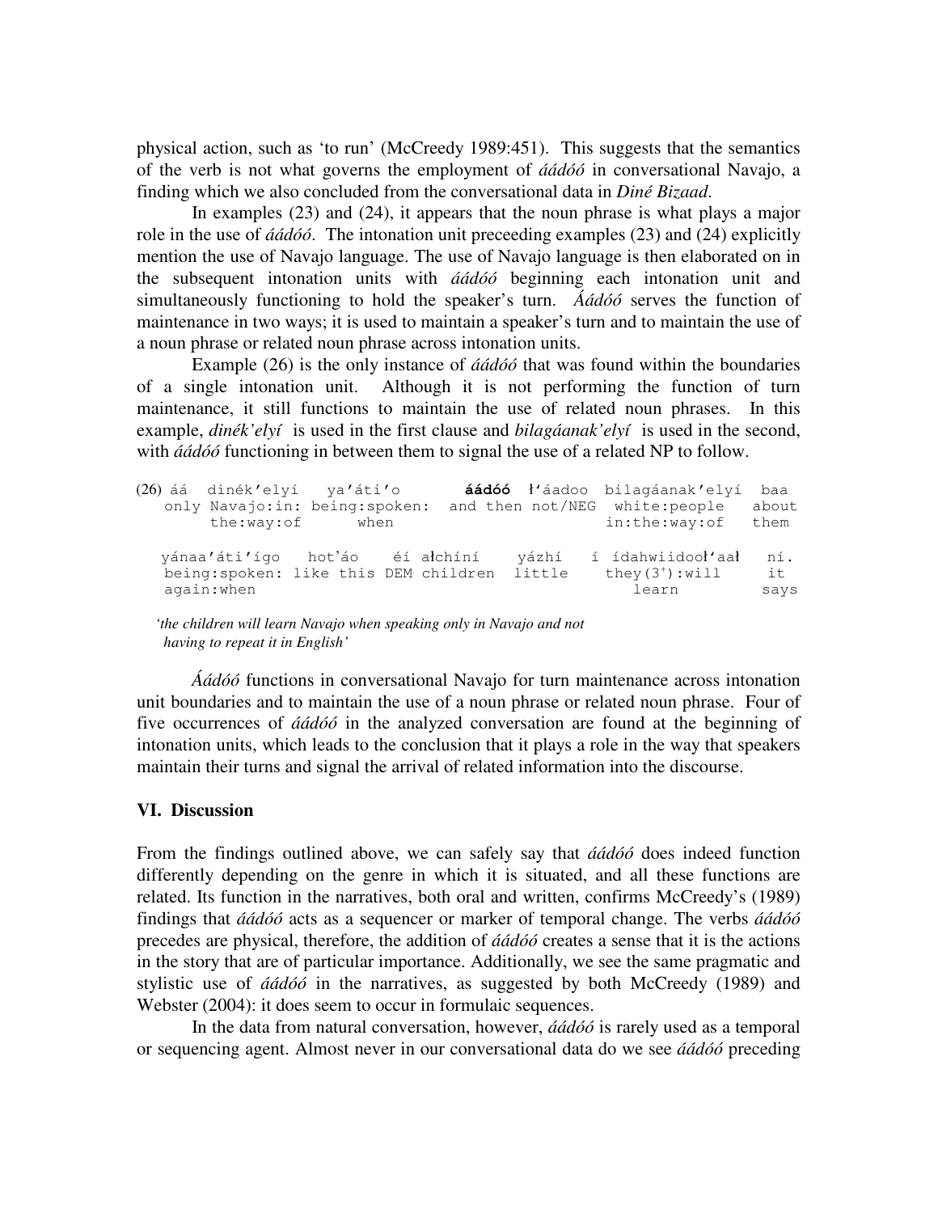physical action, such as 'to run' (McCreedy 1989:451). This suggests that the semantics of the verb is not what governs the employment of *áádóó* in conversational Navajo, a finding which we also concluded from the conversational data in *Diné Bizaad*.

In examples (23) and (24), it appears that the noun phrase is what plays a major role in the use of *áádóó*. The intonation unit preceeding examples (23) and (24) explicitly mention the use of Navajo language. The use of Navajo language is then elaborated on in the subsequent intonation units with *áádóó* beginning each intonation unit and simultaneously functioning to hold the speaker's turn. *Áádóó* serves the function of maintenance in two ways; it is used to maintain a speaker's turn and to maintain the use of a noun phrase or related noun phrase across intonation units.

Example (26) is the only instance of *áádóó* that was found within the boundaries of a single intonation unit. Although it is not performing the function of turn maintenance, it still functions to maintain the use of related noun phrases. In this example, *dinék'elyí* is used in the first clause and *bilagáanak'elyí* is used in the second, with *áádóó* functioning in between them to signal the use of a related NP to follow.

```
(26) áá   dinék'elyí    ya'áti'o        áádóó  ł'áadoo  bilagáanak'elyí  baa
     only Navajo:in:    being:spoken:   and then not/NEG  white:people    about
          the:way:of    when                              in:the:way:of   them

     yánaa'áti'ígo   hot'áo   éí  ałchíní    yázhí   í  ídahwiidooł'aał   ní.
     being:spoken:   like this DEM children  little     they(3⁺):will     it
     again:when                                         learn             says
```

*'the children will learn Navajo when speaking only in Navajo and not having to repeat it in English'*

*Áádóó* functions in conversational Navajo for turn maintenance across intonation unit boundaries and to maintain the use of a noun phrase or related noun phrase. Four of five occurrences of *áádóó* in the analyzed conversation are found at the beginning of intonation units, which leads to the conclusion that it plays a role in the way that speakers maintain their turns and signal the arrival of related information into the discourse.

## VI. Discussion

From the findings outlined above, we can safely say that *áádóó* does indeed function differently depending on the genre in which it is situated, and all these functions are related. Its function in the narratives, both oral and written, confirms McCreedy's (1989) findings that *áádóó* acts as a sequencer or marker of temporal change. The verbs *áádóó* precedes are physical, therefore, the addition of *áádóó* creates a sense that it is the actions in the story that are of particular importance. Additionally, we see the same pragmatic and stylistic use of *áádóó* in the narratives, as suggested by both McCreedy (1989) and Webster (2004): it does seem to occur in formulaic sequences.

In the data from natural conversation, however, *áádóó* is rarely used as a temporal or sequencing agent. Almost never in our conversational data do we see *áádóó* preceding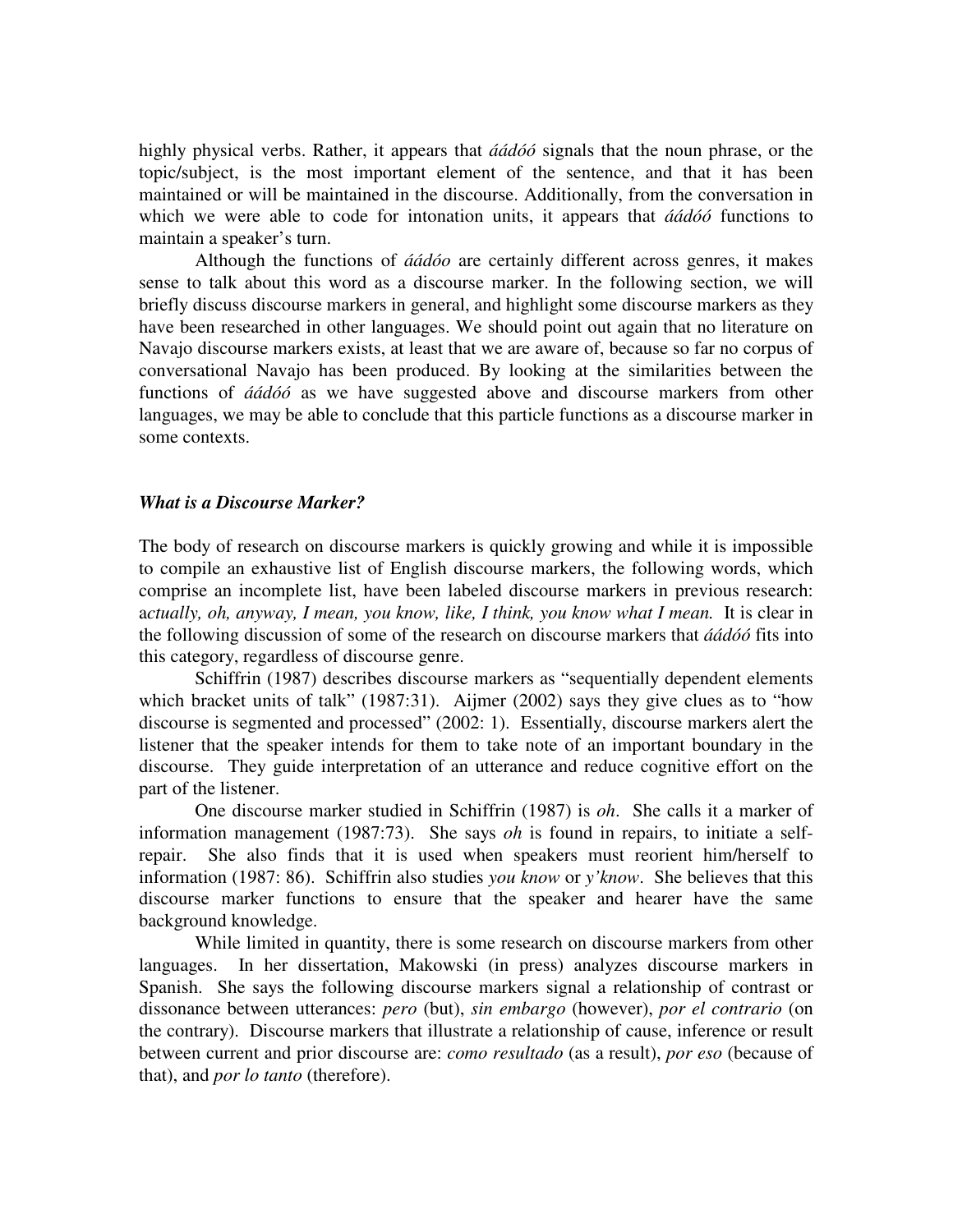highly physical verbs. Rather, it appears that *áádóó* signals that the noun phrase, or the topic/subject, is the most important element of the sentence, and that it has been maintained or will be maintained in the discourse. Additionally, from the conversation in which we were able to code for intonation units, it appears that *áádóó* functions to maintain a speaker's turn.

Although the functions of *áádóo* are certainly different across genres, it makes sense to talk about this word as a discourse marker. In the following section, we will briefly discuss discourse markers in general, and highlight some discourse markers as they have been researched in other languages. We should point out again that no literature on Navajo discourse markers exists, at least that we are aware of, because so far no corpus of conversational Navajo has been produced. By looking at the similarities between the functions of *áádóó* as we have suggested above and discourse markers from other languages, we may be able to conclude that this particle functions as a discourse marker in some contexts.

### ***What is a Discourse Marker?***

The body of research on discourse markers is quickly growing and while it is impossible to compile an exhaustive list of English discourse markers, the following words, which comprise an incomplete list, have been labeled discourse markers in previous research: a*ctually, oh, anyway, I mean, you know, like, I think, you know what I mean.* It is clear in the following discussion of some of the research on discourse markers that *áádóó* fits into this category, regardless of discourse genre.

Schiffrin (1987) describes discourse markers as "sequentially dependent elements which bracket units of talk" (1987:31). Aijmer (2002) says they give clues as to "how discourse is segmented and processed" (2002: 1). Essentially, discourse markers alert the listener that the speaker intends for them to take note of an important boundary in the discourse. They guide interpretation of an utterance and reduce cognitive effort on the part of the listener.

One discourse marker studied in Schiffrin (1987) is *oh*. She calls it a marker of information management (1987:73). She says *oh* is found in repairs, to initiate a self-repair. She also finds that it is used when speakers must reorient him/herself to information (1987: 86). Schiffrin also studies *you know* or *y'know*. She believes that this discourse marker functions to ensure that the speaker and hearer have the same background knowledge.

While limited in quantity, there is some research on discourse markers from other languages. In her dissertation, Makowski (in press) analyzes discourse markers in Spanish. She says the following discourse markers signal a relationship of contrast or dissonance between utterances: *pero* (but), *sin embargo* (however), *por el contrario* (on the contrary). Discourse markers that illustrate a relationship of cause, inference or result between current and prior discourse are: *como resultado* (as a result), *por eso* (because of that), and *por lo tanto* (therefore).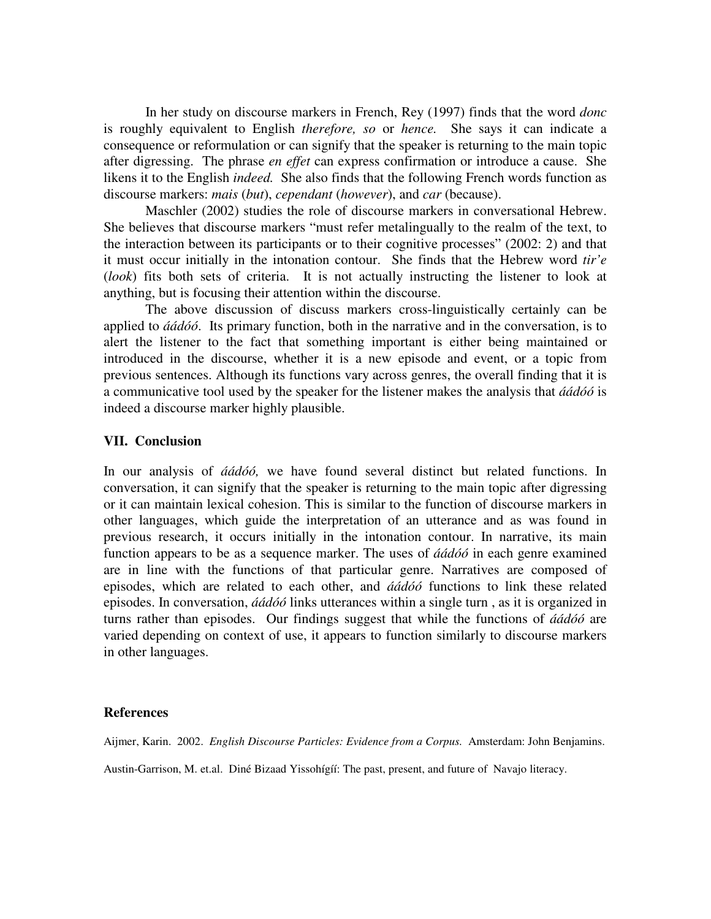In her study on discourse markers in French, Rey (1997) finds that the word *donc* is roughly equivalent to English *therefore, so* or *hence.* She says it can indicate a consequence or reformulation or can signify that the speaker is returning to the main topic after digressing. The phrase *en effet* can express confirmation or introduce a cause. She likens it to the English *indeed.* She also finds that the following French words function as discourse markers: *mais* (*but*), *cependant* (*however*), and *car* (because).

Maschler (2002) studies the role of discourse markers in conversational Hebrew. She believes that discourse markers "must refer metalingually to the realm of the text, to the interaction between its participants or to their cognitive processes" (2002: 2) and that it must occur initially in the intonation contour. She finds that the Hebrew word *tir'e* (*look*) fits both sets of criteria. It is not actually instructing the listener to look at anything, but is focusing their attention within the discourse.

The above discussion of discuss markers cross-linguistically certainly can be applied to *áádóó*. Its primary function, both in the narrative and in the conversation, is to alert the listener to the fact that something important is either being maintained or introduced in the discourse, whether it is a new episode and event, or a topic from previous sentences. Although its functions vary across genres, the overall finding that it is a communicative tool used by the speaker for the listener makes the analysis that *áádóó* is indeed a discourse marker highly plausible.

### VII. Conclusion

In our analysis of *áádóó,* we have found several distinct but related functions. In conversation, it can signify that the speaker is returning to the main topic after digressing or it can maintain lexical cohesion. This is similar to the function of discourse markers in other languages, which guide the interpretation of an utterance and as was found in previous research, it occurs initially in the intonation contour. In narrative, its main function appears to be as a sequence marker. The uses of *áádóó* in each genre examined are in line with the functions of that particular genre. Narratives are composed of episodes, which are related to each other, and *áádóó* functions to link these related episodes. In conversation, *áádóó* links utterances within a single turn , as it is organized in turns rather than episodes. Our findings suggest that while the functions of *áádóó* are varied depending on context of use, it appears to function similarly to discourse markers in other languages.

### References

Aijmer, Karin. 2002. *English Discourse Particles: Evidence from a Corpus.* Amsterdam: John Benjamins.

Austin-Garrison, M. et.al. Diné Bizaad Yissohígíí: The past, present, and future of Navajo literacy.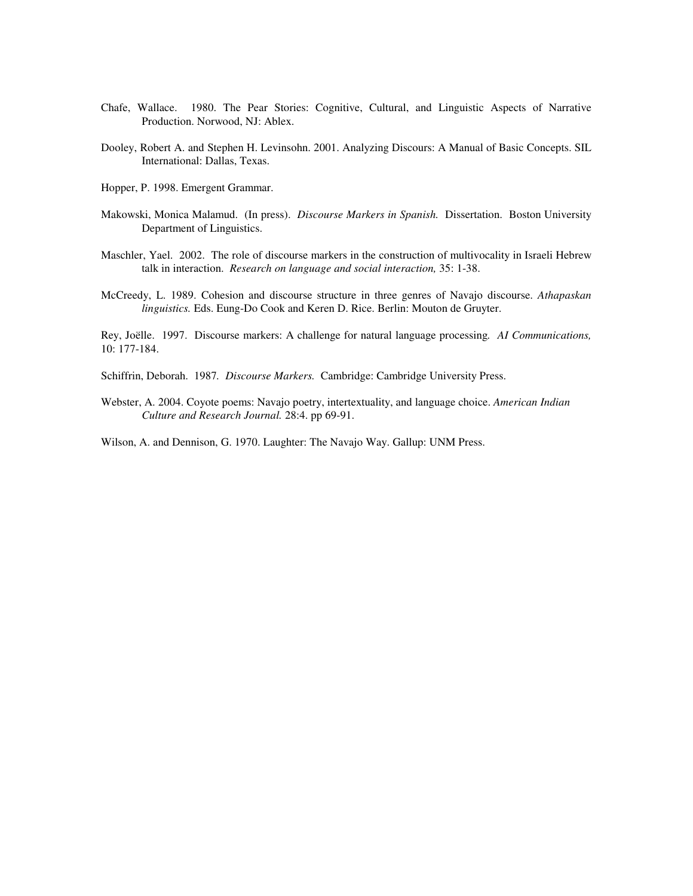Chafe, Wallace. 1980. The Pear Stories: Cognitive, Cultural, and Linguistic Aspects of Narrative Production. Norwood, NJ: Ablex.

Dooley, Robert A. and Stephen H. Levinsohn. 2001. Analyzing Discours: A Manual of Basic Concepts. SIL International: Dallas, Texas.

Hopper, P. 1998. Emergent Grammar.

Makowski, Monica Malamud. (In press). *Discourse Markers in Spanish.* Dissertation. Boston University Department of Linguistics.

Maschler, Yael. 2002. The role of discourse markers in the construction of multivocality in Israeli Hebrew talk in interaction. *Research on language and social interaction,* 35: 1-38.

McCreedy, L. 1989. Cohesion and discourse structure in three genres of Navajo discourse. *Athapaskan linguistics.* Eds. Eung-Do Cook and Keren D. Rice. Berlin: Mouton de Gruyter.

Rey, Joëlle. 1997. Discourse markers: A challenge for natural language processing. *AI Communications,* 10: 177-184.

Schiffrin, Deborah. 1987. *Discourse Markers.* Cambridge: Cambridge University Press.

Webster, A. 2004. Coyote poems: Navajo poetry, intertextuality, and language choice. *American Indian Culture and Research Journal.* 28:4. pp 69-91.

Wilson, A. and Dennison, G. 1970. Laughter: The Navajo Way. Gallup: UNM Press.